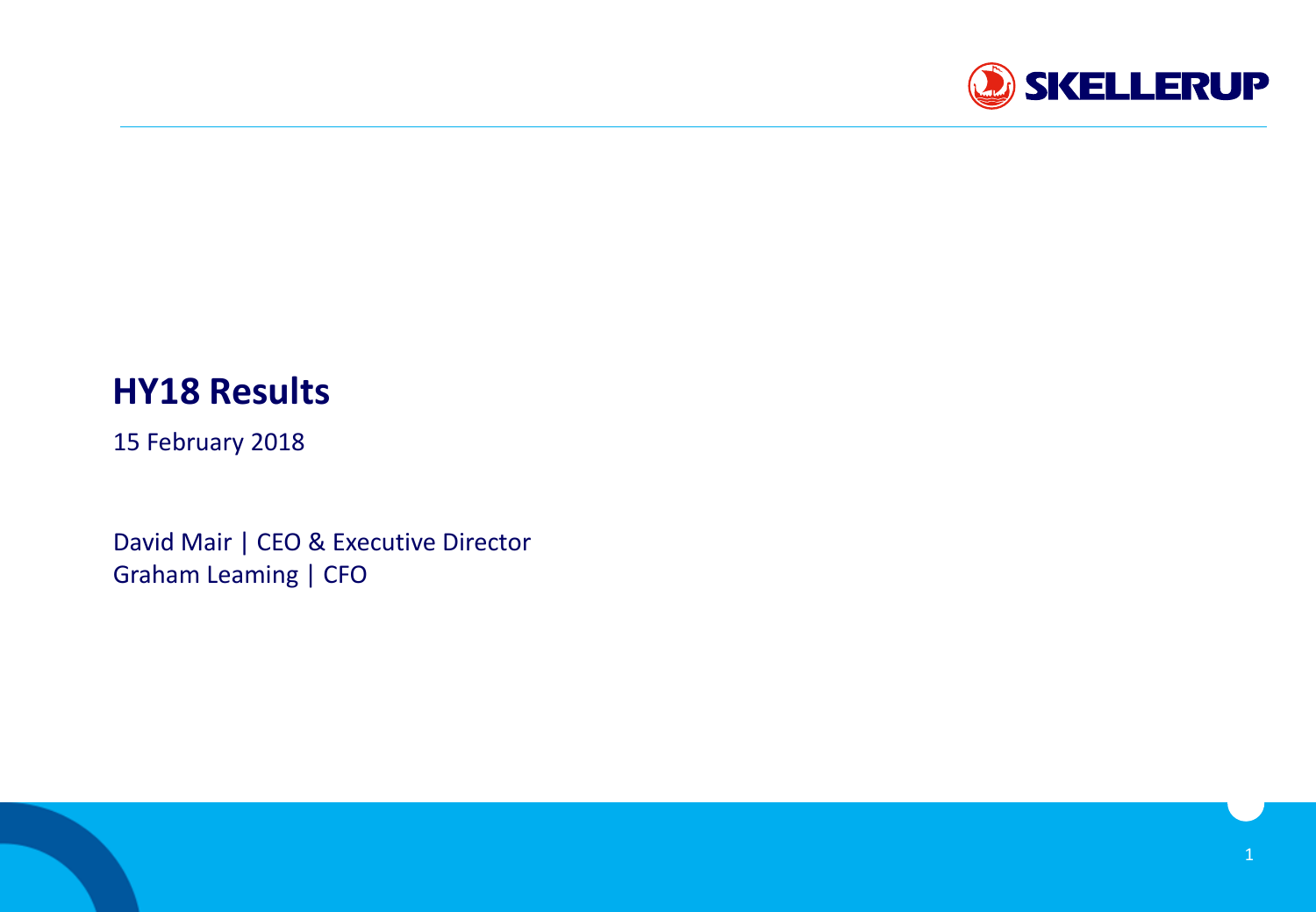SKELLERUP

# HY18 Results

15 February 2018

David Mair | CEO & Executive Director
Graham Leaming | CFO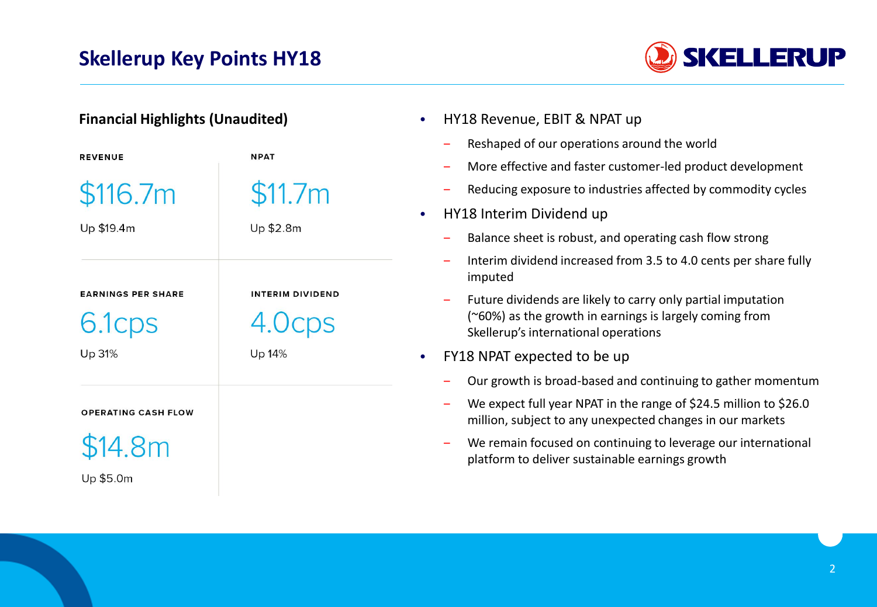# Skellerup Key Points HY18

## Financial Highlights (Unaudited)

**REVENUE**

$116.7m

Up $19.4m

**NPAT**

$11.7m

Up $2.8m

**EARNINGS PER SHARE**

6.1cps

Up 31%

**INTERIM DIVIDEND**

4.0cps

Up 14%

**OPERATING CASH FLOW**

$14.8m

Up $5.0m

- HY18 Revenue, EBIT & NPAT up
  - Reshaped of our operations around the world
  - More effective and faster customer-led product development
  - Reducing exposure to industries affected by commodity cycles
- HY18 Interim Dividend up
  - Balance sheet is robust, and operating cash flow strong
  - Interim dividend increased from 3.5 to 4.0 cents per share fully imputed
  - Future dividends are likely to carry only partial imputation (~60%) as the growth in earnings is largely coming from Skellerup's international operations
- FY18 NPAT expected to be up
  - Our growth is broad-based and continuing to gather momentum
  - We expect full year NPAT in the range of $24.5 million to $26.0 million, subject to any unexpected changes in our markets
  - We remain focused on continuing to leverage our international platform to deliver sustainable earnings growth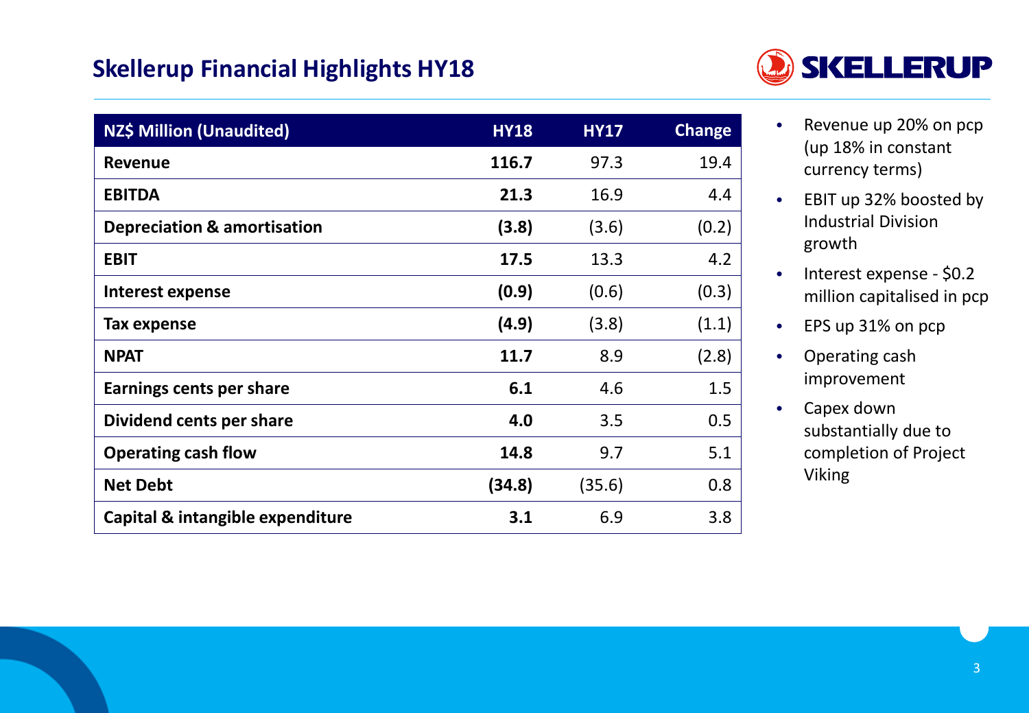## Skellerup Financial Highlights HY18

| NZ$ Million (Unaudited) | HY18 | HY17 | Change |
|---|---|---|---|
| **Revenue** | **116.7** | 97.3 | 19.4 |
| **EBITDA** | **21.3** | 16.9 | 4.4 |
| **Depreciation & amortisation** | **(3.8)** | (3.6) | (0.2) |
| **EBIT** | **17.5** | 13.3 | 4.2 |
| **Interest expense** | **(0.9)** | (0.6) | (0.3) |
| **Tax expense** | **(4.9)** | (3.8) | (1.1) |
| **NPAT** | **11.7** | 8.9 | (2.8) |
| **Earnings cents per share** | **6.1** | 4.6 | 1.5 |
| **Dividend cents per share** | **4.0** | 3.5 | 0.5 |
| **Operating cash flow** | **14.8** | 9.7 | 5.1 |
| **Net Debt** | **(34.8)** | (35.6) | 0.8 |
| **Capital & intangible expenditure** | **3.1** | 6.9 | 3.8 |

- Revenue up 20% on pcp (up 18% in constant currency terms)
- EBIT up 32% boosted by Industrial Division growth
- Interest expense - $0.2 million capitalised in pcp
- EPS up 31% on pcp
- Operating cash improvement
- Capex down substantially due to completion of Project Viking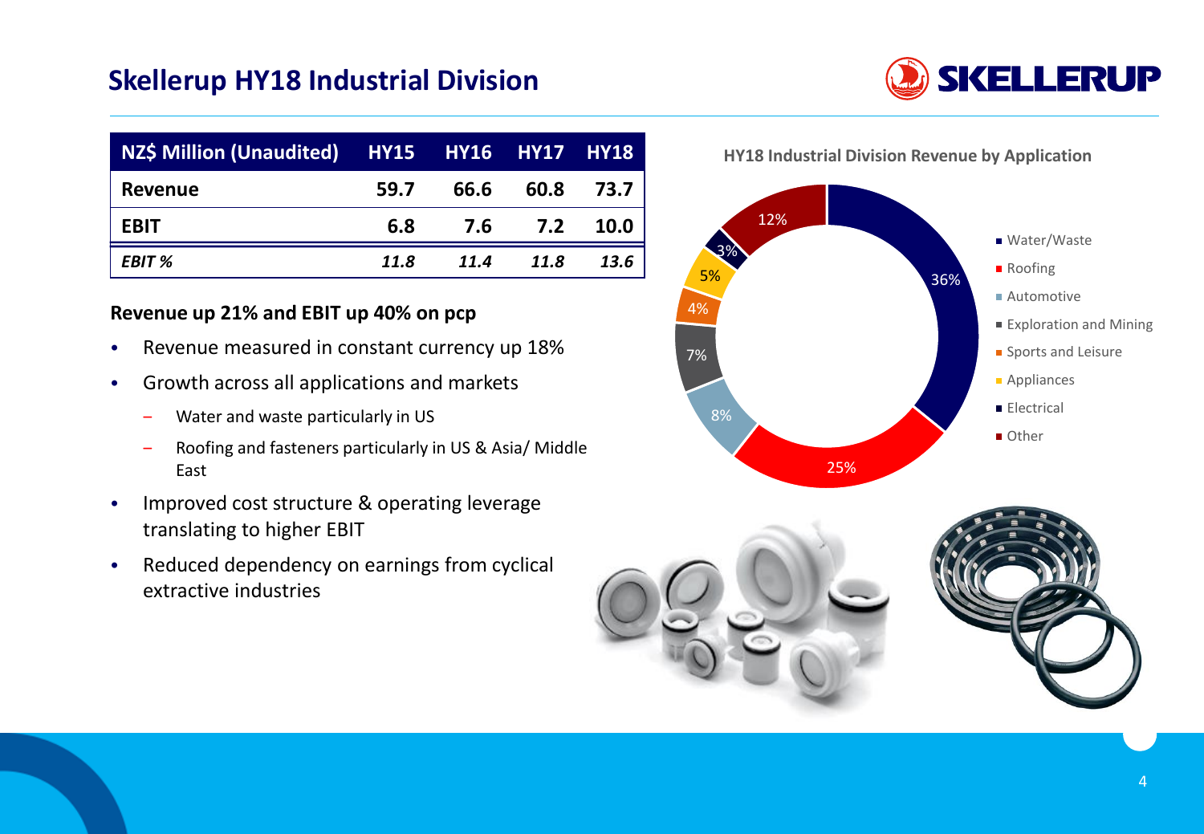# Skellerup HY18 Industrial Division

| NZ$ Million (Unaudited) | HY15 | HY16 | HY17 | HY18 |
|---|---|---|---|---|
| **Revenue** | **59.7** | **66.6** | **60.8** | **73.7** |
| **EBIT** | **6.8** | **7.6** | **7.2** | **10.0** |
| ***EBIT %*** | ***11.8*** | ***11.4*** | ***11.8*** | ***13.6*** |

**Revenue up 21% and EBIT up 40% on pcp**

- Revenue measured in constant currency up 18%
- Growth across all applications and markets
  - Water and waste particularly in US
  - Roofing and fasteners particularly in US & Asia/ Middle East
- Improved cost structure & operating leverage translating to higher EBIT
- Reduced dependency on earnings from cyclical extractive industries

**HY18 Industrial Division Revenue by Application**

| Application | Share |
|---|---|
| Water/Waste | 36% |
| Roofing | 25% |
| Automotive | 8% |
| Exploration and Mining | 7% |
| Sports and Leisure | 4% |
| Appliances | 5% |
| Electrical | 3% |
| Other | 12% |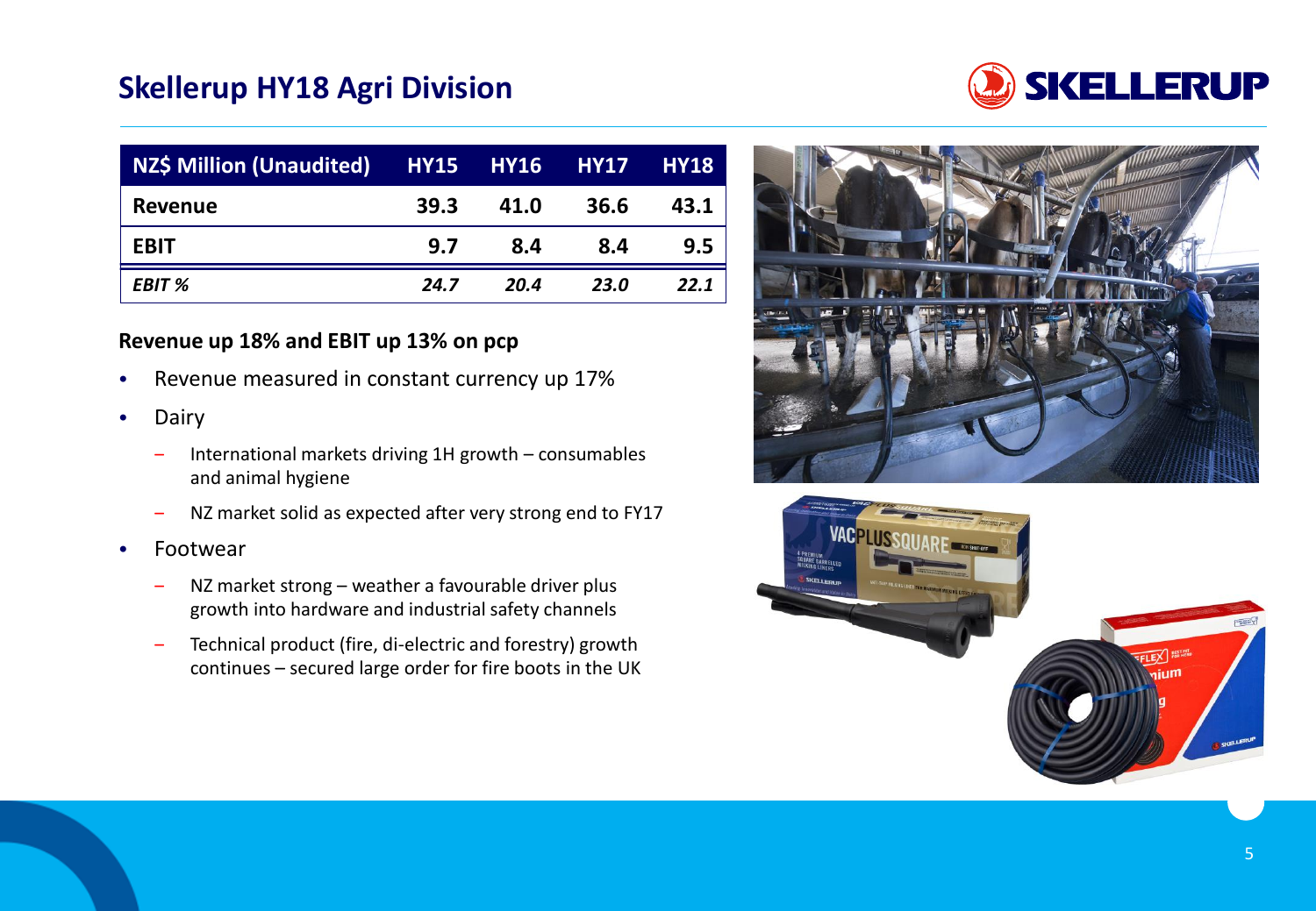## Skellerup HY18 Agri Division

| NZ$ Million (Unaudited) | HY15 | HY16 | HY17 | HY18 |
|---|---|---|---|---|
| Revenue | 39.3 | 41.0 | 36.6 | 43.1 |
| EBIT | 9.7 | 8.4 | 8.4 | 9.5 |
| *EBIT %* | *24.7* | *20.4* | *23.0* | *22.1* |

**Revenue up 18% and EBIT up 13% on pcp**

- Revenue measured in constant currency up 17%
- Dairy
  - International markets driving 1H growth – consumables and animal hygiene
  - NZ market solid as expected after very strong end to FY17
- Footwear
  - NZ market strong – weather a favourable driver plus growth into hardware and industrial safety channels
  - Technical product (fire, di-electric and forestry) growth continues – secured large order for fire boots in the UK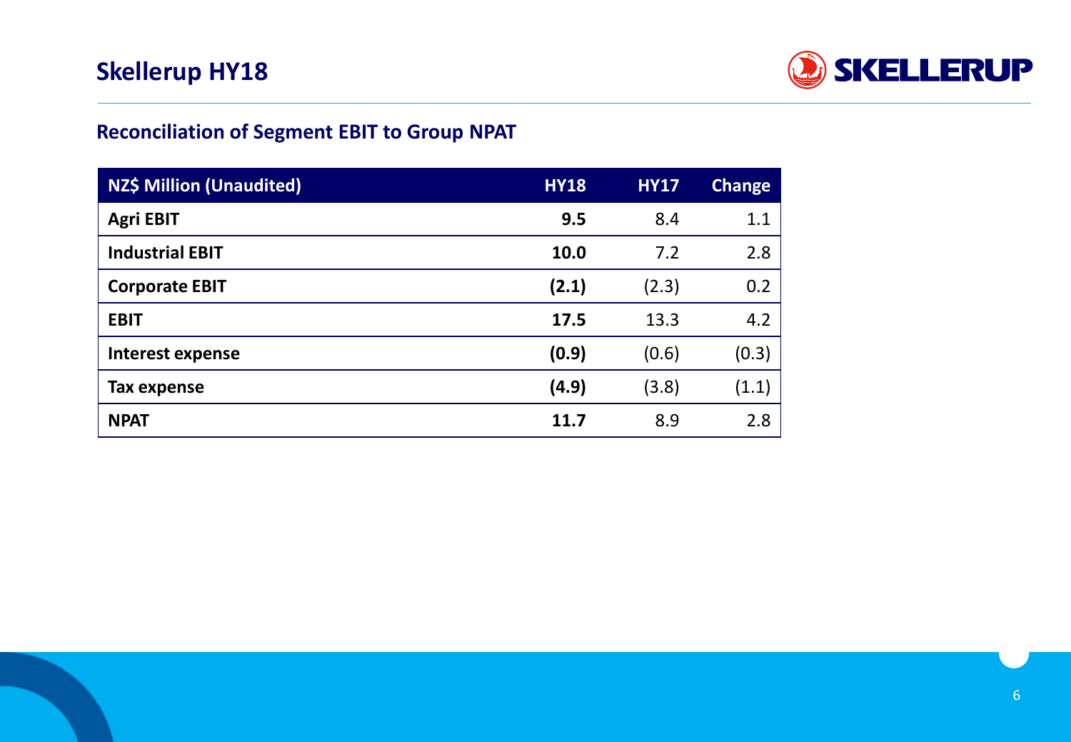# Skellerup HY18

## Reconciliation of Segment EBIT to Group NPAT

| NZ$ Million (Unaudited) | HY18 | HY17 | Change |
|---|---|---|---|
| **Agri EBIT** | **9.5** | 8.4 | 1.1 |
| **Industrial EBIT** | **10.0** | 7.2 | 2.8 |
| **Corporate EBIT** | **(2.1)** | (2.3) | 0.2 |
| **EBIT** | **17.5** | 13.3 | 4.2 |
| **Interest expense** | **(0.9)** | (0.6) | (0.3) |
| **Tax expense** | **(4.9)** | (3.8) | (1.1) |
| **NPAT** | **11.7** | 8.9 | 2.8 |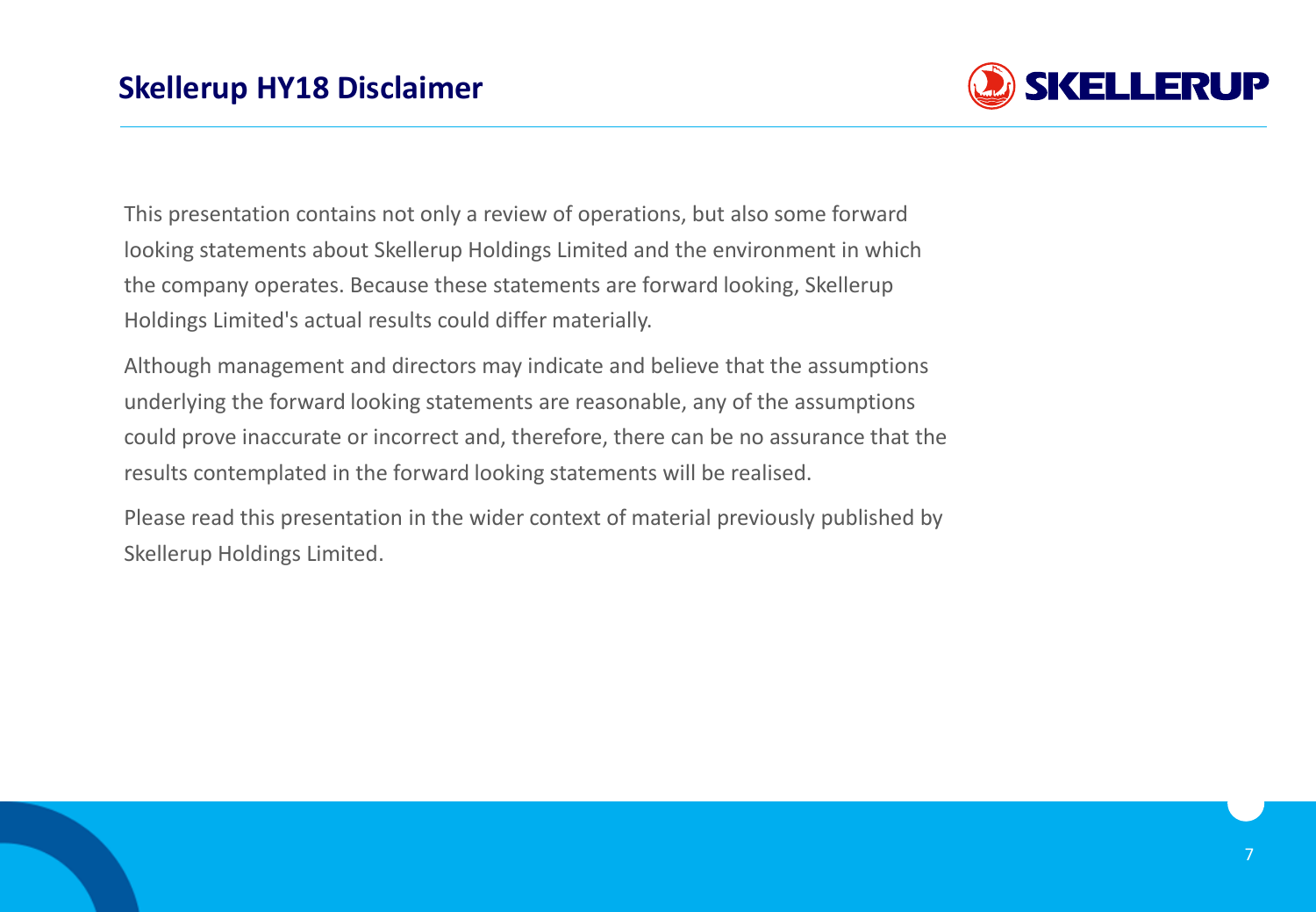# Skellerup HY18 Disclaimer

This presentation contains not only a review of operations, but also some forward looking statements about Skellerup Holdings Limited and the environment in which the company operates. Because these statements are forward looking, Skellerup Holdings Limited's actual results could differ materially.

Although management and directors may indicate and believe that the assumptions underlying the forward looking statements are reasonable, any of the assumptions could prove inaccurate or incorrect and, therefore, there can be no assurance that the results contemplated in the forward looking statements will be realised.

Please read this presentation in the wider context of material previously published by Skellerup Holdings Limited.